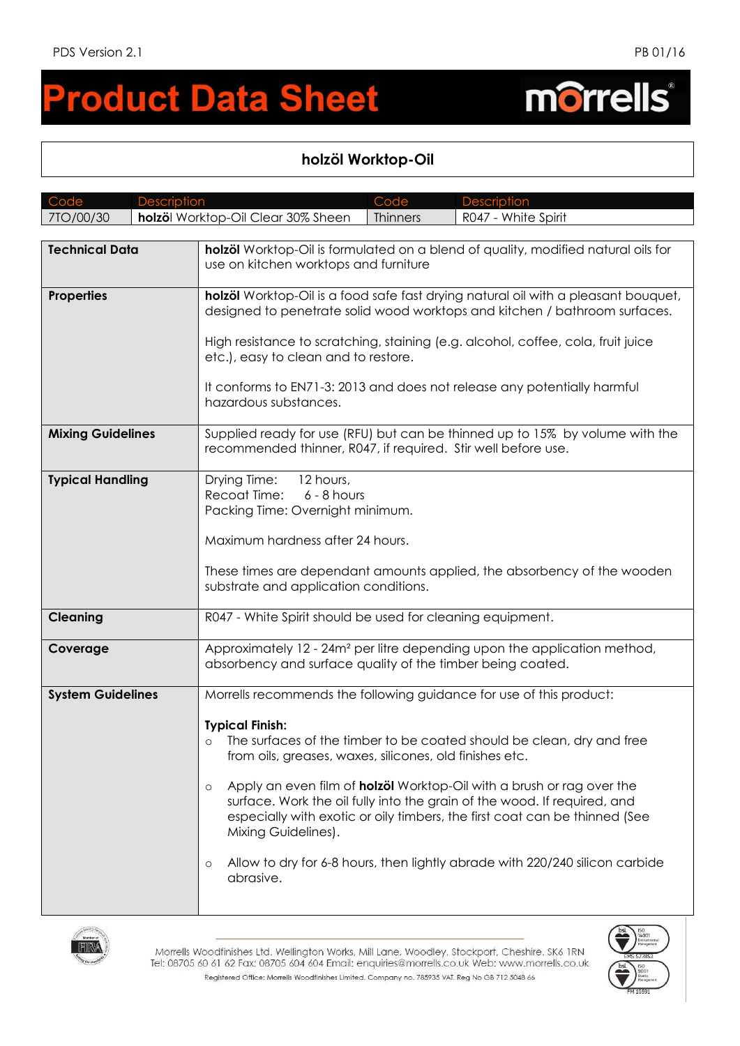# Product Data Sheet

## holzöl Worktop-Oil

| Code | Description | Code | Description |
|---|---|---|---|
| 7TO/00/30 | **holzö**l Worktop-Oil Clear 30% Sheen | Thinners | R047 - White Spirit |

| | |
|---|---|
| **Technical Data** | **holzöl** Worktop-Oil is formulated on a blend of quality, modified natural oils for use on kitchen worktops and furniture |
| **Properties** | **holzöl** Worktop-Oil is a food safe fast drying natural oil with a pleasant bouquet, designed to penetrate solid wood worktops and kitchen / bathroom surfaces.<br><br>High resistance to scratching, staining (e.g. alcohol, coffee, cola, fruit juice etc.), easy to clean and to restore.<br><br>It conforms to EN71-3: 2013 and does not release any potentially harmful hazardous substances. |
| **Mixing Guidelines** | Supplied ready for use (RFU) but can be thinned up to 15% by volume with the recommended thinner, R047, if required. Stir well before use. |
| **Typical Handling** | Drying Time: 12 hours,<br>Recoat Time: 6 - 8 hours<br>Packing Time: Overnight minimum.<br><br>Maximum hardness after 24 hours.<br><br>These times are dependant amounts applied, the absorbency of the wooden substrate and application conditions. |
| **Cleaning** | R047 - White Spirit should be used for cleaning equipment. |
| **Coverage** | Approximately 12 - 24m² per litre depending upon the application method, absorbency and surface quality of the timber being coated. |
| **System Guidelines** | Morrells recommends the following guidance for use of this product:<br><br>**Typical Finish:**<br>○ The surfaces of the timber to be coated should be clean, dry and free from oils, greases, waxes, silicones, old finishes etc.<br><br>○ Apply an even film of **holzöl** Worktop-Oil with a brush or rag over the surface. Work the oil fully into the grain of the wood. If required, and especially with exotic or oily timbers, the first coat can be thinned (See Mixing Guidelines).<br><br>○ Allow to dry for 6-8 hours, then lightly abrade with 220/240 silicon carbide abrasive. |

Morrells Woodfinishes Ltd. Wellington Works, Mill Lane, Woodley, Stockport, Cheshire. SK6 1RN
Tel: 08705 60 61 62 Fax: 08705 604 604 Email: enquiries@morrells.co.uk Web: www.morrells.co.uk
Registered Office: Morrells Woodfinishes Limited. Company no. 785935 VAT. Reg No GB 712 5048 66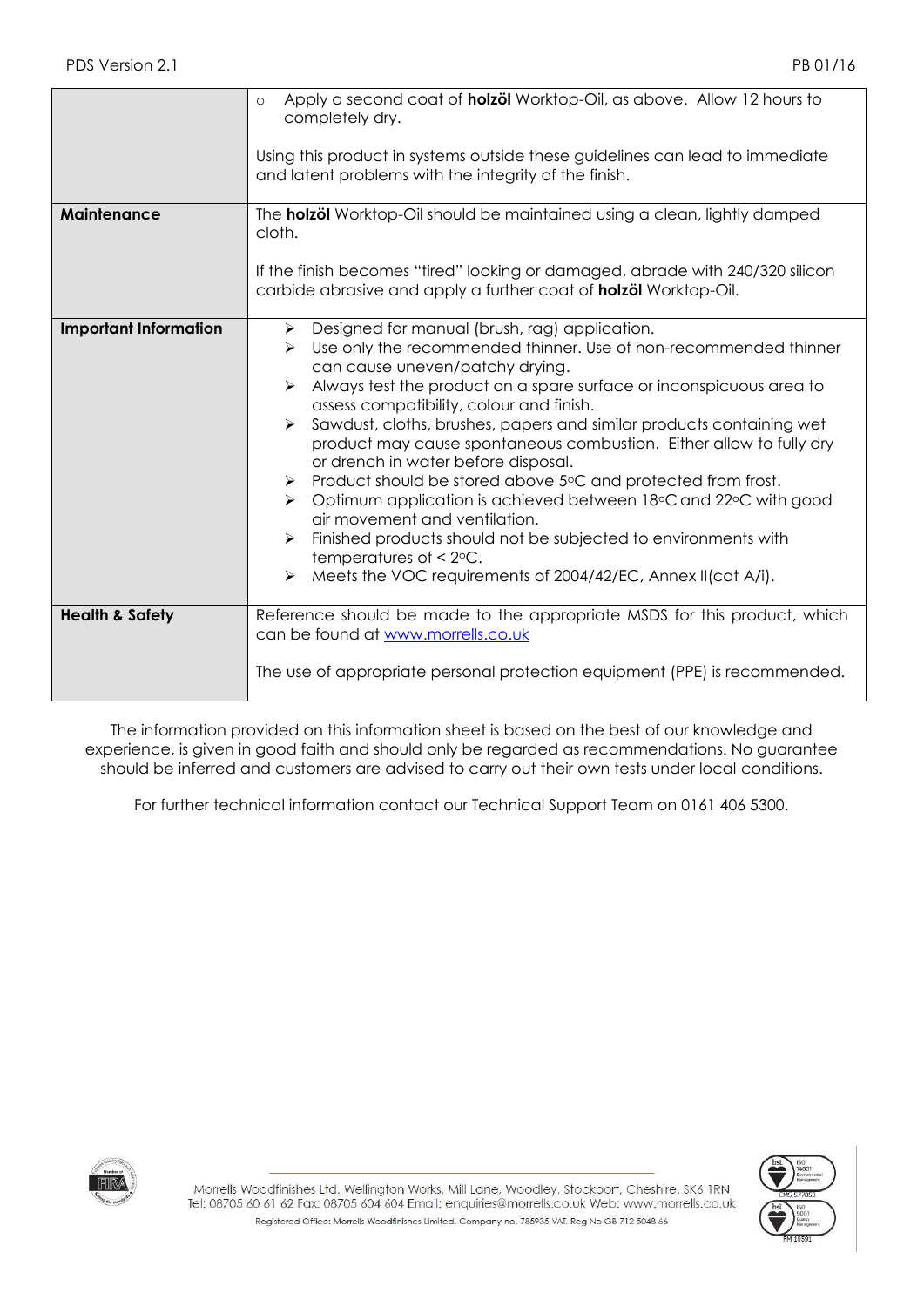| | |
|---|---|
| | ○ Apply a second coat of **holzöl** Worktop-Oil, as above. Allow 12 hours to completely dry.<br><br>Using this product in systems outside these guidelines can lead to immediate and latent problems with the integrity of the finish. |
| **Maintenance** | The **holzöl** Worktop-Oil should be maintained using a clean, lightly damped cloth.<br><br>If the finish becomes "tired" looking or damaged, abrade with 240/320 silicon carbide abrasive and apply a further coat of **holzöl** Worktop-Oil. |
| **Important Information** | ➢ Designed for manual (brush, rag) application.<br>➢ Use only the recommended thinner. Use of non-recommended thinner can cause uneven/patchy drying.<br>➢ Always test the product on a spare surface or inconspicuous area to assess compatibility, colour and finish.<br>➢ Sawdust, cloths, brushes, papers and similar products containing wet product may cause spontaneous combustion. Either allow to fully dry or drench in water before disposal.<br>➢ Product should be stored above 5°C and protected from frost.<br>➢ Optimum application is achieved between 18°C and 22°C with good air movement and ventilation.<br>➢ Finished products should not be subjected to environments with temperatures of < 2°C.<br>➢ Meets the VOC requirements of 2004/42/EC, Annex II(cat A/i). |
| **Health & Safety** | Reference should be made to the appropriate MSDS for this product, which can be found at www.morrells.co.uk<br><br>The use of appropriate personal protection equipment (PPE) is recommended. |

The information provided on this information sheet is based on the best of our knowledge and experience, is given in good faith and should only be regarded as recommendations. No guarantee should be inferred and customers are advised to carry out their own tests under local conditions.

For further technical information contact our Technical Support Team on 0161 406 5300.

Morrells Woodfinishes Ltd. Wellington Works, Mill Lane, Woodley, Stockport, Cheshire. SK6 1RN
Tel: 08705 60 61 62 Fax: 08705 604 604 Email: enquiries@morrells.co.uk Web: www.morrells.co.uk
Registered Office: Morrells Woodfinishes Limited. Company no. 785935 VAT. Reg No GB 712 5048 66